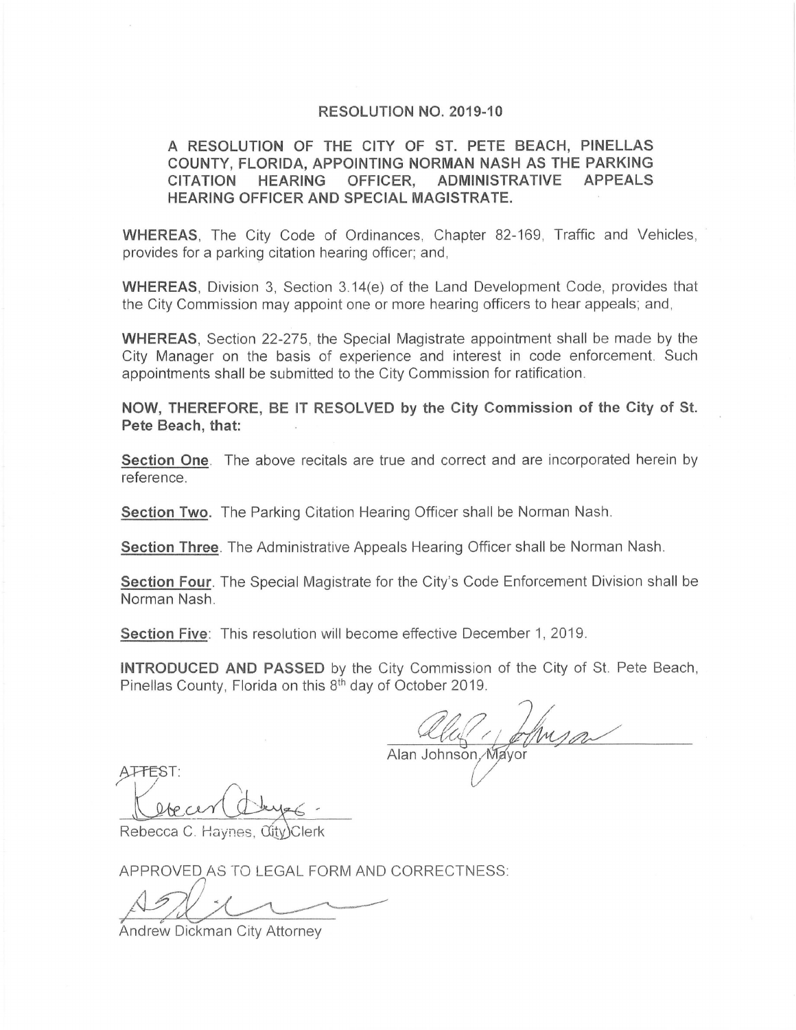# RESOLUTION NO. 2019-10

**A RESOLUTION OF THE CITY OF ST. PETE BEACH, PINELLAS COUNTY, FLORIDA, APPOINTING NORMAN NASH AS THE PARKING CITATION HEARING OFFICER, ADMINISTRATIVE APPEALS HEARING OFFICER AND SPECIAL MAGISTRATE.**

**WHEREAS**, The City Code of Ordinances, Chapter 82-169, Traffic and Vehicles, provides for a parking citation hearing officer; and,

**WHEREAS**, Division 3, Section 3.14(e) of the Land Development Code, provides that the City Commission may appoint one or more hearing officers to hear appeals; and,

**WHEREAS**, Section 22-275, the Special Magistrate appointment shall be made by the City Manager on the basis of experience and interest in code enforcement. Such appointments shall be submitted to the City Commission for ratification.

**NOW, THEREFORE, BE IT RESOLVED by the City Commission of the City of St. Pete Beach, that:**

**Section One**. The above recitals are true and correct and are incorporated herein by reference.

**Section Two.** The Parking Citation Hearing Officer shall be Norman Nash.

**Section Three**. The Administrative Appeals Hearing Officer shall be Norman Nash.

**Section Four**. The Special Magistrate for the City's Code Enforcement Division shall be Norman Nash.

**Section Five**: This resolution will become effective December 1, 2019.

**INTRODUCED AND PASSED** by the City Commission of the City of St. Pete Beach, Pinellas County, Florida on this 8th day of October 2019.

Alan Johnson, Mayor

ATTEST:

Rebecca C. Haynes, City Clerk

APPROVED AS TO LEGAL FORM AND CORRECTNESS:

Andrew Dickman City Attorney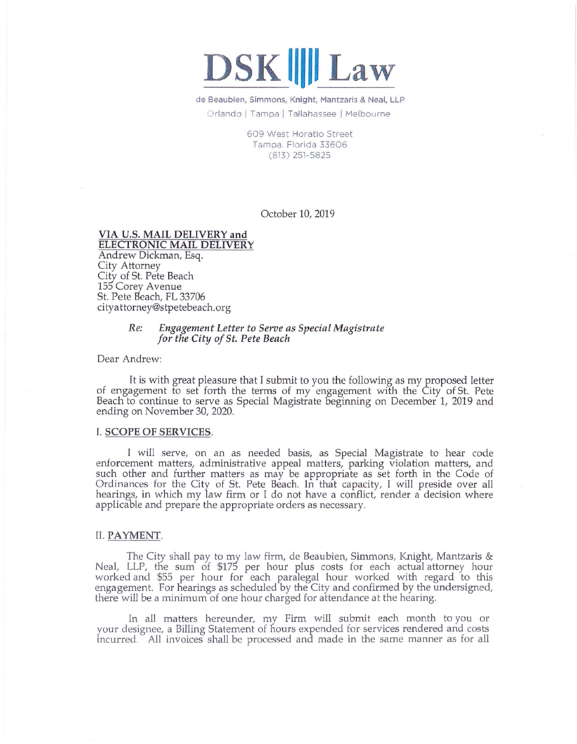# DSK Law

de Beaubien, Simmons, Knight, Mantzaris & Neal, LLP

Orlando | Tampa | Tallahassee | Melbourne

609 West Horatio Street
Tampa, Florida 33606
(813) 251-5825

October 10, 2019

**VIA U.S. MAIL DELIVERY and ELECTRONIC MAIL DELIVERY**
Andrew Dickman, Esq.
City Attorney
City of St. Pete Beach
155 Corey Avenue
St. Pete Beach, FL 33706
cityattorney@stpetebeach.org

*Re: Engagement Letter to Serve as Special Magistrate for the City of St. Pete Beach*

Dear Andrew:

It is with great pleasure that I submit to you the following as my proposed letter of engagement to set forth the terms of my engagement with the City of St. Pete Beach to continue to serve as Special Magistrate beginning on December 1, 2019 and ending on November 30, 2020.

## I. SCOPE OF SERVICES.

I will serve, on an as needed basis, as Special Magistrate to hear code enforcement matters, administrative appeal matters, parking violation matters, and such other and further matters as may be appropriate as set forth in the Code of Ordinances for the City of St. Pete Beach. In that capacity, I will preside over all hearings, in which my law firm or I do not have a conflict, render a decision where applicable and prepare the appropriate orders as necessary.

## II. PAYMENT.

The City shall pay to my law firm, de Beaubien, Simmons, Knight, Mantzaris & Neal, LLP, the sum of $175 per hour plus costs for each actual attorney hour worked and $55 per hour for each paralegal hour worked with regard to this engagement. For hearings as scheduled by the City and confirmed by the undersigned, there will be a minimum of one hour charged for attendance at the hearing.

In all matters hereunder, my Firm will submit each month to you or your designee, a Billing Statement of hours expended for services rendered and costs incurred. All invoices shall be processed and made in the same manner as for all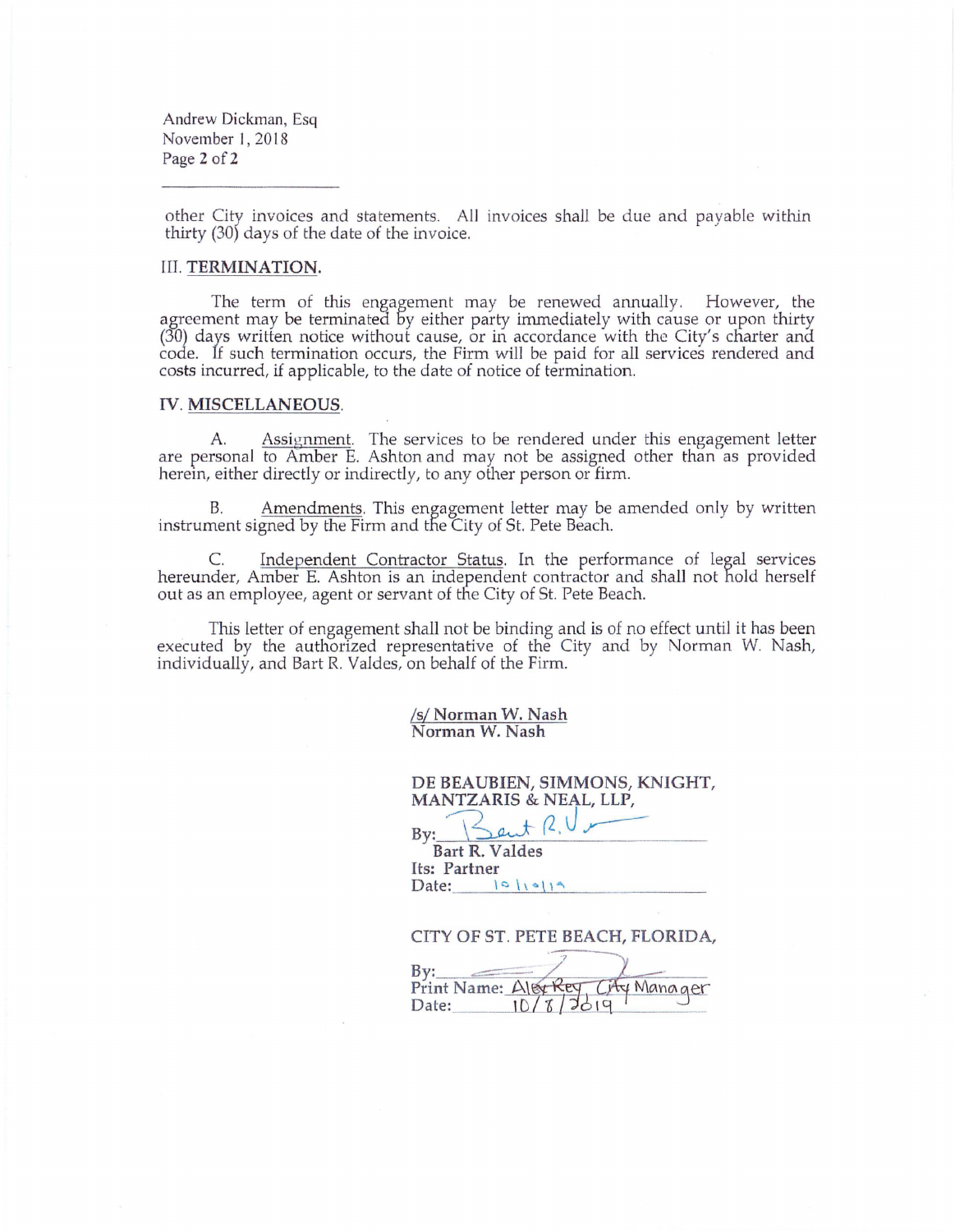Andrew Dickman, Esq
November 1, 2018

other City invoices and statements. All invoices shall be due and payable within thirty (30) days of the date of the invoice.

## III. **TERMINATION.**

The term of this engagement may be renewed annually. However, the agreement may be terminated by either party immediately with cause or upon thirty (30) days written notice without cause, or in accordance with the City's charter and code. If such termination occurs, the Firm will be paid for all services rendered and costs incurred, if applicable, to the date of notice of termination.

## IV. **MISCELLANEOUS.**

A. Assignment. The services to be rendered under this engagement letter are personal to Amber E. Ashton and may not be assigned other than as provided herein, either directly or indirectly, to any other person or firm.

B. Amendments. This engagement letter may be amended only by written instrument signed by the Firm and the City of St. Pete Beach.

C. Independent Contractor Status. In the performance of legal services hereunder, Amber E. Ashton is an independent contractor and shall not hold herself out as an employee, agent or servant of the City of St. Pete Beach.

This letter of engagement shall not be binding and is of no effect until it has been executed by the authorized representative of the City and by Norman W. Nash, individually, and Bart R. Valdes, on behalf of the Firm.

**/s/ Norman W. Nash**
**Norman W. Nash**

**DE BEAUBIEN, SIMMONS, KNIGHT, MANTZARIS & NEAL, LLP,**

By: Bart R. V
**Bart R. Valdes**
**Its: Partner**
**Date:** 10/10/19

**CITY OF ST. PETE BEACH, FLORIDA,**

By: ____________
Print Name: Alex Rey City Manager
Date: 10/8/2019